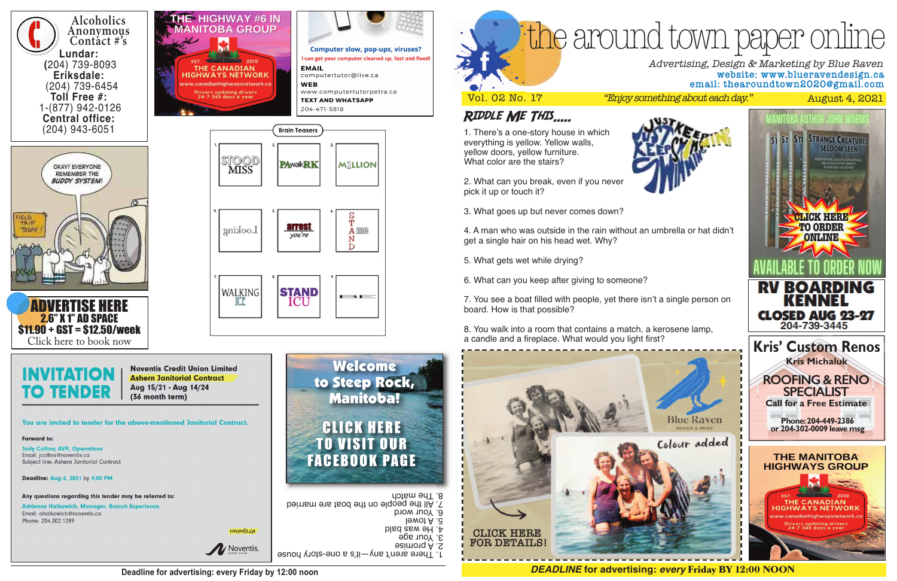# the around town paper online

*Advertising, Design & Marketing by Blue Raven*
website: www.blueravendesign.ca
email: thearoundtown2020@gmail.com

Vol. 02 No. 17 — *"Enjoy something about each day."* — August 4, 2021

## RIDDLE ME THIS.....

1. There's a one-story house in which everything is yellow. Yellow walls, yellow doors, yellow furniture. What color are the stairs?
2. What can you break, even if you never pick it up or touch it?
3. What goes up but never comes down?
4. A man who was outside in the rain without an umbrella or hat didn't get a single hair on his head wet. Why?
5. What gets wet while drying?
6. What can you keep after giving to someone?
7. You see a boat filled with people, yet there isn't a single person on board. How is that possible?
8. You walk into a room that contains a match, a kerosene lamp, a candle and a fireplace. What would you light first?

*Answers (printed upside down):*
1. There aren't any—it's a one-story house
2. A promise
3. Your age
4. He was bald
5. A towel
6. Your word
7. All the people on the boat are married
8. The match

**Alcoholics Anonymous Contact #'s**
Lundar: (204) 739-8093
Eriksdale: (204) 739-6454
Toll Free #: 1-(877) 942-0126
Central office: (204) 943-6051

**THE HIGHWAY #6 IN MANITOBA GROUP**
EST. 2010 THE CANADIAN HIGHWAYS NETWORK
www.canadianhighwaysnetwork.ca
Drivers updating drivers 24-7-365 days a year

**Computer slow, pop-ups, viruses?**
I can get your computer cleaned up, fast and fixed!
EMAIL: computertutor@live.ca
WEB: www.computertutorpetra.ca
TEXT AND WHATSAPP: 204-471-5818

**Brain Teasers**

1. STOOD / MISS
2. PAwalkRK
3. M1LLION
4. Looking (mirrored)
5. arrest / you're
6. S T A N D / me
7. WALKING / ICE
8. STAND / ICU
9. B E

OKAY! EVERYONE REMEMBER THE BUDDY SYSTEM! — FIELD TRIP TODAY!

**ADVERTISE HERE**
2.6" X 1" AD SPACE
$11.90 + GST = $12.50/week
Click here to book now

# INVITATION TO TENDER

**Noventis Credit Union Limited**
**Ashern Janitorial Contract**
Aug 15/21 - Aug 14/24
(36 month term)

You are invited to tender for the above-mentioned Janitorial Contract.

Forward to:
Jody Collins; AVP, Operations
Email: jcollins@noventis.ca
Subject line: Ashern Janitorial Contract

Deadline: Aug 6, 2021 by 4:00 PM

Any questions regarding this tender may be referred to:
Adrienne Halkowich, Manager, Branch Experience.
Email: ahalkowich@noventis.ca
Phone: 204.302.1289

noventis.ca — Noventis. Credit Union

**Welcome to Steep Rock, Manitoba!**
CLICK HERE TO VISIT OUR FACEBOOK PAGE

Blue Raven Design & Print — Colour added
CLICK HERE FOR DETAILS!

**MANITOBA AUTHOR JOHN WARMS**
Strange Creatures Seldom Seen
CLICK HERE TO ORDER ONLINE
AVAILABLE TO ORDER NOW

**RV BOARDING KENNEL**
CLOSED AUG 23-27
204-739-3445

**Kris' Custom Renos**
Kris Michaluk
ROOFING & RENO SPECIALIST
Call for a Free Estimate
Phone: 204-449-2386
or 204-302-0009 leave msg

**THE MANITOBA HIGHWAYS GROUP**
EST. 2010 THE CANADIAN HIGHWAYS NETWORK
www.canadianhighwaysnetwork.ca
Drivers updating drivers 24-7-365 days a year
JOIN NOW

Deadline for advertising: every Friday by 12:00 noon

***DEADLINE* for advertising: *every* Friday BY 12:00 NOON**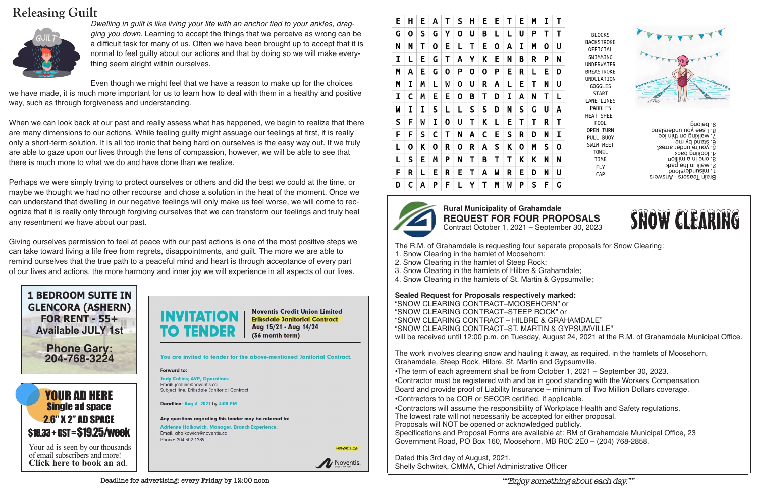## Releasing Guilt

*Dwelling in guilt is like living your life with an anchor tied to your ankles, dragging you down.* Learning to accept the things that we perceive as wrong can be a difficult task for many of us. Often we have been brought up to accept that it is normal to feel guilty about our actions and that by doing so we will make everything seem alright within ourselves.

Even though we might feel that we have a reason to make up for the choices we have made, it is much more important for us to learn how to deal with them in a healthy and positive way, such as through forgiveness and understanding.

When we can look back at our past and really assess what has happened, we begin to realize that there are many dimensions to our actions. While feeling guilty might assuage our feelings at first, it is really only a short-term solution. It is all too ironic that being hard on ourselves is the easy way out. If we truly are able to gaze upon our lives through the lens of compassion, however, we will be able to see that there is much more to what we do and have done than we realize.

Perhaps we were simply trying to protect ourselves or others and did the best we could at the time, or maybe we thought we had no other recourse and chose a solution in the heat of the moment. Once we can understand that dwelling in our negative feelings will only make us feel worse, we will come to recognize that it is really only through forgiving ourselves that we can transform our feelings and truly heal any resentment we have about our past.

Giving ourselves permission to feel at peace with our past actions is one of the most positive steps we can take toward living a life free from regrets, disappointments, and guilt. The more we are able to remind ourselves that the true path to a peaceful mind and heart is through acceptance of every part of our lives and actions, the more harmony and inner joy we will experience in all aspects of our lives.

| | | | | | | | | | | | | | |
|---|---|---|---|---|---|---|---|---|---|---|---|---|---|
| E | H | E | A | T | S | H | E | E | T | E | M | I | T |
| G | O | S | G | Y | O | U | B | L | L | U | P | T | T |
| N | N | T | O | E | L | T | E | O | A | I | M | O | U |
| I | L | E | G | T | A | Y | K | E | N | B | R | P | N |
| M | A | E | G | O | P | O | O | P | E | R | L | E | D |
| M | I | M | L | W | O | U | R | A | L | E | T | N | U |
| I | C | M | E | E | O | B | T | D | I | A | N | T | L |
| W | I | I | S | L | L | S | S | D | N | S | G | U | A |
| S | F | W | I | O | U | T | K | L | E | T | T | R | T |
| F | F | S | C | T | N | A | C | E | S | R | D | N | I |
| L | O | K | O | R | O | R | A | S | K | O | M | S | O |
| L | S | E | M | P | N | T | B | T | T | K | K | N | N |
| F | R | L | E | R | E | T | A | W | R | E | D | N | U |
| D | C | A | P | F | L | Y | T | M | W | P | S | F | G |

BLOCKS
BACKSTROKE
OFFICIAL
SWIMMING
UNDERWATER
BREASTROKE
UNDULATION
GOGGLES
START
LANE LINES
PADDLES
HEAT SHEET
POOL
OPEN TURN
PULL BUOY
SWIM MEET
TOWEL
TIME
FLY
CAP

Brain Teasers - Answers
1. misunderstood
2. walk in the park
3. one in a million
4. looking back
5. you're under arrest
6. stands by me
7. walking on thin ice
8. I see you understand
9. pedal

**1 BEDROOM SUITE IN GLENCORA (ASHERN) FOR RENT - 55+**
**Available JULY 1st**
**Phone Gary: 204-768-3224**

**YOUR AD HERE**
**Single ad space**
**2.6" X 2" AD SPACE**
**$18.33 + GST = $19.25/week**
Your ad is seen by our thousands of email subscribers and more!
**Click here to book an ad.**

**INVITATION TO TENDER**

**Noventis Credit Union Limited**
**Eriksdale Janitorial Contract**
**Aug 15/21 - Aug 14/24**
**(36 month term)**

**You are invited to tender for the above-mentioned Janitorial Contract.**

**Forward to:**
Jody Collins; AVP, Operations
Email: jcollins@noventis.ca
Subject line: Eriksdale Janitorial Contract

**Deadline:** Aug 6, 2021 by 4:00 PM

**Any questions regarding this tender may be referred to:**
Adrienne Halkowich, Manager, Branch Experience.
Email: ahalkowich@noventis.ca
Phone: 204.302.1289

noventis.ca
Noventis.

**Rural Municipality of Grahamdale**
**REQUEST FOR FOUR PROPOSALS**
Contract October 1, 2021 – September 30, 2023

**SNOW CLEARING**

The R.M. of Grahamdale is requesting four separate proposals for Snow Clearing:
1. Snow Clearing in the hamlet of Moosehorn;
2. Snow Clearing in the hamlet of Steep Rock;
3. Snow Clearing in the hamlets of Hilbre & Grahamdale;
4. Snow Clearing in the hamlets of St. Martin & Gypsumville;

**Sealed Request for Proposals respectively marked:**
"SNOW CLEARING CONTRACT–MOOSEHORN" or
"SNOW CLEARING CONTRACT–STEEP ROCK" or
"SNOW CLEARING CONTRACT – HILBRE & GRAHAMDALE"
"SNOW CLEARING CONTRACT–ST. MARTIN & GYPSUMVILLE"
will be received until 12:00 p.m. on Tuesday, August 24, 2021 at the R.M. of Grahamdale Municipal Office.

The work involves clearing snow and hauling it away, as required, in the hamlets of Moosehorn, Grahamdale, Steep Rock, Hilbre, St. Martin and Gypsumville.
•The term of each agreement shall be from October 1, 2021 – September 30, 2023.
•Contractor must be registered with and be in good standing with the Workers Compensation Board and provide proof of Liability Insurance – minimum of Two Million Dollars coverage.
•Contractors to be COR or SECOR certified, if applicable.
•Contractors will assume the responsibility of Workplace Health and Safety regulations.
The lowest rate will not necessarily be accepted for either proposal.
Proposals will NOT be opened or acknowledged publicly.
Specifications and Proposal Forms are available at: RM of Grahamdale Municipal Office, 23 Government Road, PO Box 160, Moosehorn, MB R0C 2E0 – (204) 768-2858.

Dated this 3rd day of August, 2021.
Shelly Schwitek, CMMA, Chief Administrative Officer

Deadline for advertising: every Friday by 12:00 noon

""Enjoy something about each day.""